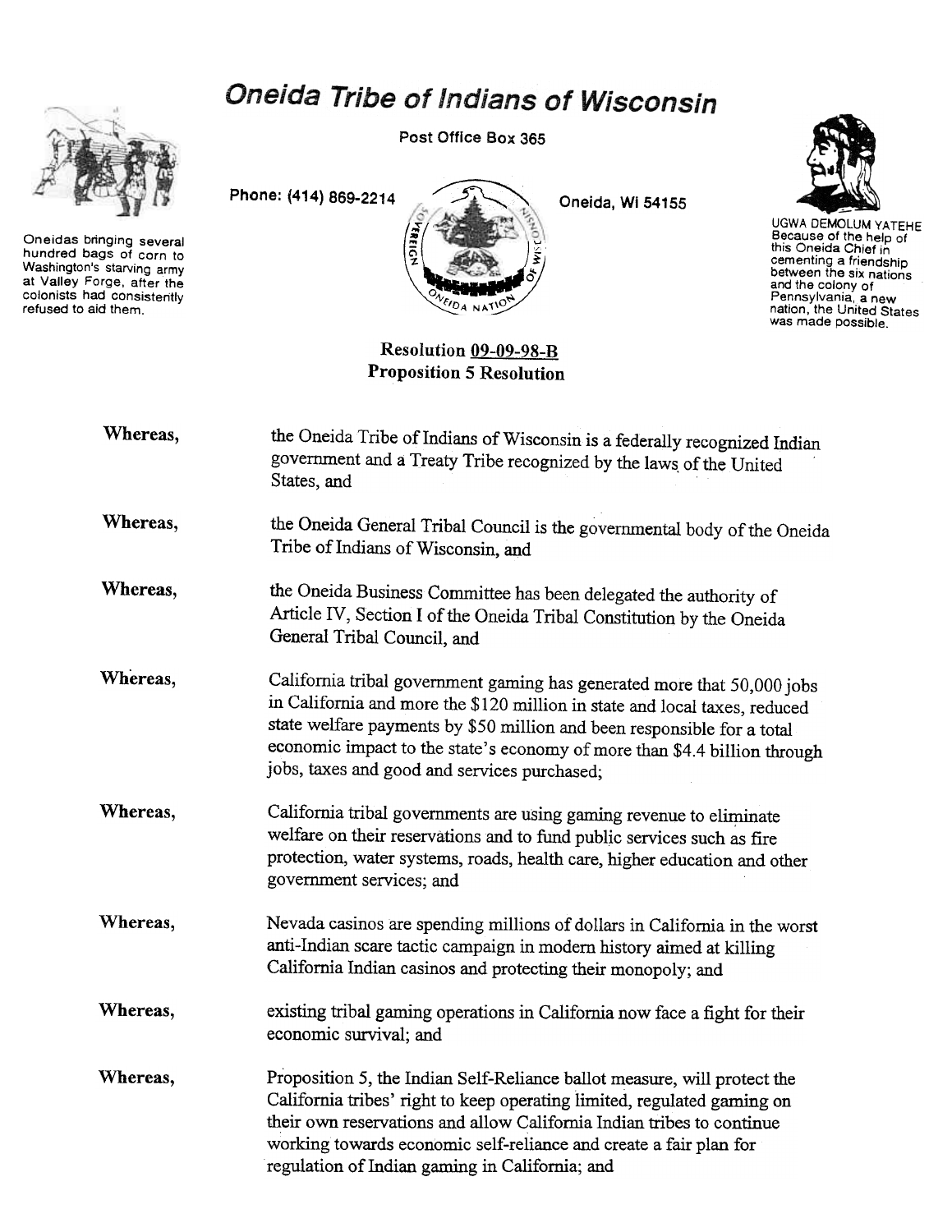# Oneida Tribe of Indians of Wisconsin

Post Office Box 365

Phone: (414) 869-2214

Oneida, Wi 54155

Oneidas bringing several hundred bags of corn to Washington's starving army at Valley Forge, after the colonists had consistently refused to aid them.

UGWA DEMOLUM YATEHE
Because of the help of this Oneida Chief in cementing a friendship between the six nations and the colony of Pennsylvania, a new nation, the United States was made possible.

**Resolution 09-09-98-B**
**Proposition 5 Resolution**

**Whereas,** the Oneida Tribe of Indians of Wisconsin is a federally recognized Indian government and a Treaty Tribe recognized by the laws of the United States, and

**Whereas,** the Oneida General Tribal Council is the governmental body of the Oneida Tribe of Indians of Wisconsin, and

**Whereas,** the Oneida Business Committee has been delegated the authority of Article IV, Section I of the Oneida Tribal Constitution by the Oneida General Tribal Council, and

**Whereas,** California tribal government gaming has generated more that 50,000 jobs in California and more the $120 million in state and local taxes, reduced state welfare payments by $50 million and been responsible for a total economic impact to the state's economy of more than $4.4 billion through jobs, taxes and good and services purchased;

**Whereas,** California tribal governments are using gaming revenue to eliminate welfare on their reservations and to fund public services such as fire protection, water systems, roads, health care, higher education and other government services; and

**Whereas,** Nevada casinos are spending millions of dollars in California in the worst anti-Indian scare tactic campaign in modern history aimed at killing California Indian casinos and protecting their monopoly; and

**Whereas,** existing tribal gaming operations in California now face a fight for their economic survival; and

**Whereas,** Proposition 5, the Indian Self-Reliance ballot measure, will protect the California tribes' right to keep operating limited, regulated gaming on their own reservations and allow California Indian tribes to continue working towards economic self-reliance and create a fair plan for regulation of Indian gaming in California; and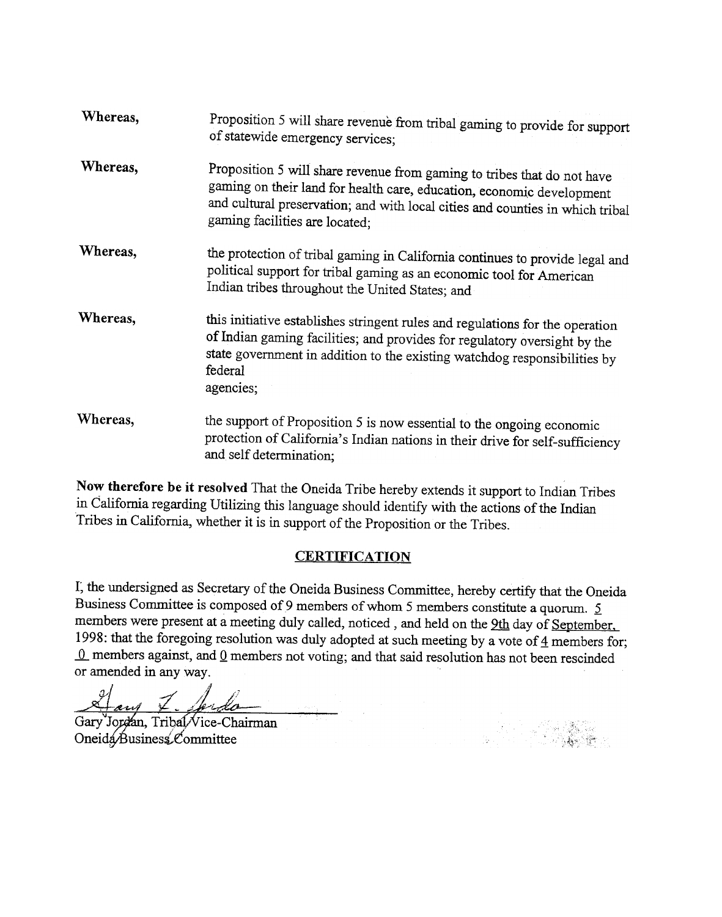**Whereas,** Proposition 5 will share revenue from tribal gaming to provide for support of statewide emergency services;

**Whereas,** Proposition 5 will share revenue from gaming to tribes that do not have gaming on their land for health care, education, economic development and cultural preservation; and with local cities and counties in which tribal gaming facilities are located;

**Whereas,** the protection of tribal gaming in California continues to provide legal and political support for tribal gaming as an economic tool for American Indian tribes throughout the United States; and

**Whereas,** this initiative establishes stringent rules and regulations for the operation of Indian gaming facilities; and provides for regulatory oversight by the state government in addition to the existing watchdog responsibilities by federal agencies;

**Whereas,** the support of Proposition 5 is now essential to the ongoing economic protection of California's Indian nations in their drive for self-sufficiency and self determination;

**Now therefore be it resolved** That the Oneida Tribe hereby extends it support to Indian Tribes in California regarding Utilizing this language should identify with the actions of the Indian Tribes in California, whether it is in support of the Proposition or the Tribes.

## CERTIFICATION

I, the undersigned as Secretary of the Oneida Business Committee, hereby certify that the Oneida Business Committee is composed of 9 members of whom 5 members constitute a quorum. 5 members were present at a meeting duly called, noticed , and held on the 9th day of September, 1998: that the foregoing resolution was duly adopted at such meeting by a vote of 4 members for; 0 members against, and 0 members not voting; and that said resolution has not been rescinded or amended in any way.

Gary Jordan, Tribal Vice-Chairman
Oneida Business Committee